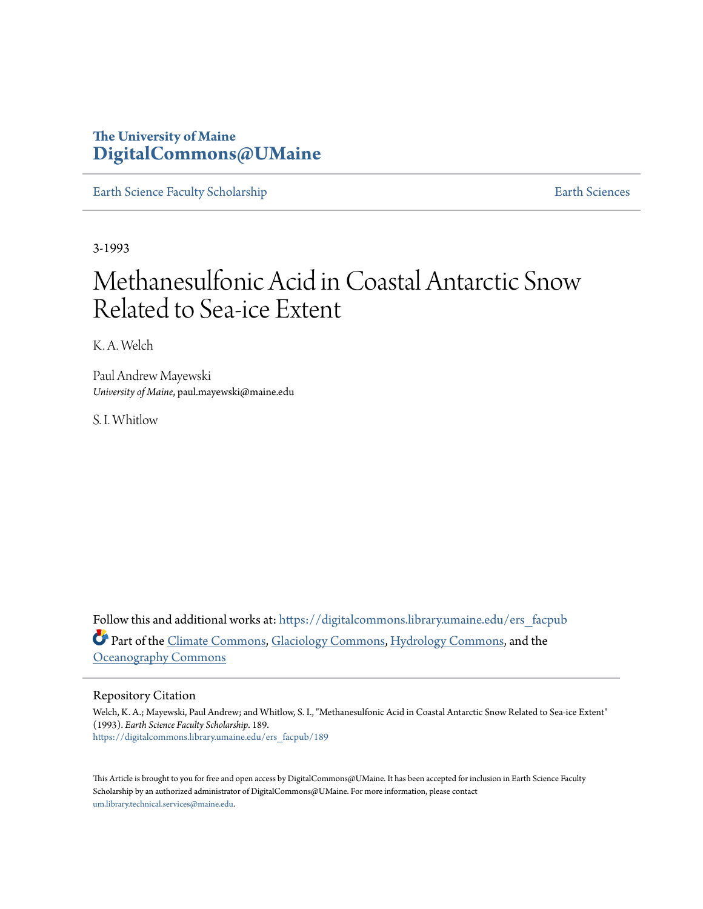The University of Maine
**DigitalCommons@UMaine**

Earth Science Faculty Scholarship | Earth Sciences

3-1993

# Methanesulfonic Acid in Coastal Antarctic Snow Related to Sea-ice Extent

K. A. Welch

Paul Andrew Mayewski
*University of Maine*, paul.mayewski@maine.edu

S. I. Whitlow

Follow this and additional works at: https://digitalcommons.library.umaine.edu/ers_facpub

Part of the Climate Commons, Glaciology Commons, Hydrology Commons, and the Oceanography Commons

## Repository Citation

Welch, K. A.; Mayewski, Paul Andrew; and Whitlow, S. I., "Methanesulfonic Acid in Coastal Antarctic Snow Related to Sea-ice Extent" (1993). *Earth Science Faculty Scholarship*. 189.
https://digitalcommons.library.umaine.edu/ers_facpub/189

This Article is brought to you for free and open access by DigitalCommons@UMaine. It has been accepted for inclusion in Earth Science Faculty Scholarship by an authorized administrator of DigitalCommons@UMaine. For more information, please contact um.library.technical.services@maine.edu.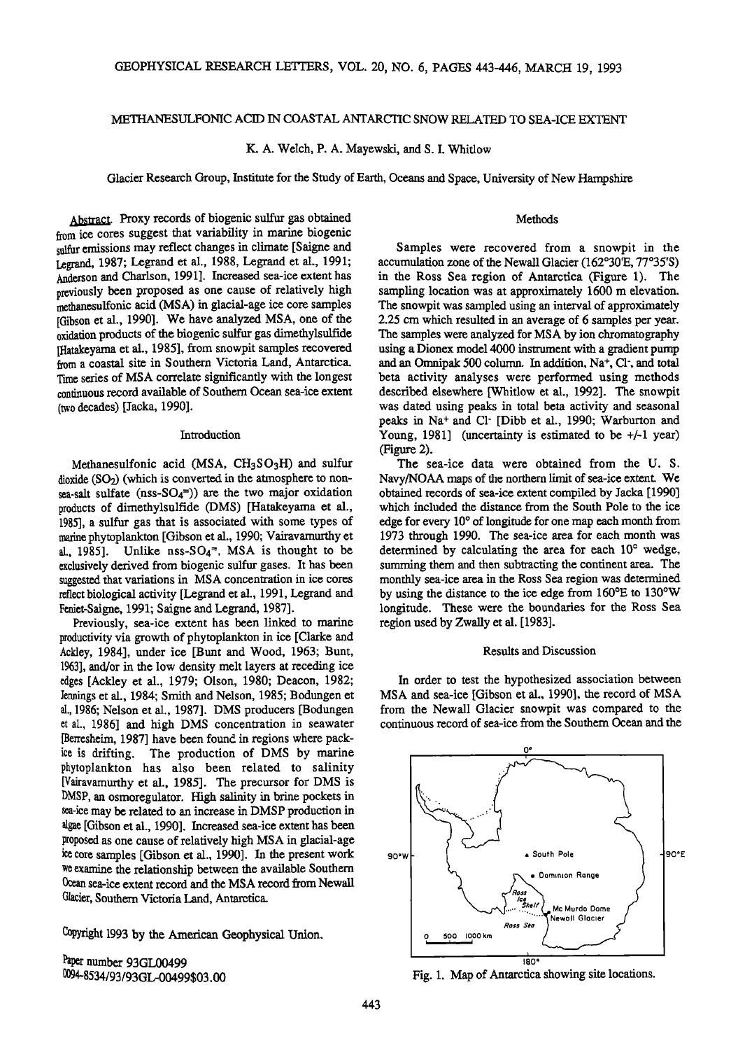# METHANESULFONIC ACID IN COASTAL ANTARCTIC SNOW RELATED TO SEA-ICE EXTENT

K. A. Welch, P. A. Mayewski, and S. I. Whitlow

Glacier Research Group, Institute for the Study of Earth, Oceans and Space, University of New Hampshire

**Abstract.** Proxy records of biogenic sulfur gas obtained from ice cores suggest that variability in marine biogenic sulfur emissions may reflect changes in climate [Saigne and Legrand, 1987; Legrand et al., 1988, Legrand et al., 1991; Anderson and Charlson, 1991]. Increased sea-ice extent has previously been proposed as one cause of relatively high methanesulfonic acid (MSA) in glacial-age ice core samples [Gibson et al., 1990]. We have analyzed MSA, one of the oxidation products of the biogenic sulfur gas dimethylsulfide [Hatakeyama et al., 1985], from snowpit samples recovered from a coastal site in Southern Victoria Land, Antarctica. Time series of MSA correlate significantly with the longest continuous record available of Southern Ocean sea-ice extent (two decades) [Jacka, 1990].

## Introduction

Methanesulfonic acid (MSA, $CH_3SO_3H$) and sulfur dioxide ($SO_2$) (which is converted in the atmosphere to non-sea-salt sulfate (nss-$SO_4^=$)) are the two major oxidation products of dimethylsulfide (DMS) [Hatakeyama et al., 1985], a sulfur gas that is associated with some types of marine phytoplankton [Gibson et al., 1990; Vairavamurthy et al., 1985]. Unlike nss-$SO_4^=$, MSA is thought to be exclusively derived from biogenic sulfur gases. It has been suggested that variations in MSA concentration in ice cores reflect biological activity [Legrand et al., 1991, Legrand and Feniet-Saigne, 1991; Saigne and Legrand, 1987].

Previously, sea-ice extent has been linked to marine productivity via growth of phytoplankton in ice [Clarke and Ackley, 1984], under ice [Bunt and Wood, 1963; Bunt, 1963], and/or in the low density melt layers at receding ice edges [Ackley et al., 1979; Olson, 1980; Deacon, 1982; Jennings et al., 1984; Smith and Nelson, 1985; Bodungen et al., 1986; Nelson et al., 1987]. DMS producers [Bodungen et al., 1986] and high DMS concentration in seawater [Berresheim, 1987] have been found in regions where pack-ice is drifting. The production of DMS by marine phytoplankton has also been related to salinity [Vairavamurthy et al., 1985]. The precursor for DMS is DMSP, an osmoregulator. High salinity in brine pockets in sea-ice may be related to an increase in DMSP production in algae [Gibson et al., 1990]. Increased sea-ice extent has been proposed as one cause of relatively high MSA in glacial-age ice core samples [Gibson et al., 1990]. In the present work we examine the relationship between the available Southern Ocean sea-ice extent record and the MSA record from Newall Glacier, Southern Victoria Land, Antarctica.

Copyright 1993 by the American Geophysical Union.

Paper number 93GL00499
0094-8534/93/93GL-00499$03.00

## Methods

Samples were recovered from a snowpit in the accumulation zone of the Newall Glacier (162°30'E, 77°35'S) in the Ross Sea region of Antarctica (Figure 1). The sampling location was at approximately 1600 m elevation. The snowpit was sampled using an interval of approximately 2.25 cm which resulted in an average of 6 samples per year. The samples were analyzed for MSA by ion chromatography using a Dionex model 4000 instrument with a gradient pump and an Omnipak 500 column. In addition, $Na^+$, $Cl^-$, and total beta activity analyses were performed using methods described elsewhere [Whitlow et al., 1992]. The snowpit was dated using peaks in total beta activity and seasonal peaks in $Na^+$ and $Cl^-$ [Dibb et al., 1990; Warburton and Young, 1981] (uncertainty is estimated to be +/-1 year) (Figure 2).

The sea-ice data were obtained from the U. S. Navy/NOAA maps of the northern limit of sea-ice extent. We obtained records of sea-ice extent compiled by Jacka [1990] which included the distance from the South Pole to the ice edge for every 10° of longitude for one map each month from 1973 through 1990. The sea-ice area for each month was determined by calculating the area for each 10° wedge, summing them and then subtracting the continent area. The monthly sea-ice area in the Ross Sea region was determined by using the distance to the ice edge from 160°E to 130°W longitude. These were the boundaries for the Ross Sea region used by Zwally et al. [1983].

## Results and Discussion

In order to test the hypothesized association between MSA and sea-ice [Gibson et al., 1990], the record of MSA from the Newall Glacier snowpit was compared to the continuous record of sea-ice from the Southern Ocean and the

Fig. 1. Map of Antarctica showing site locations.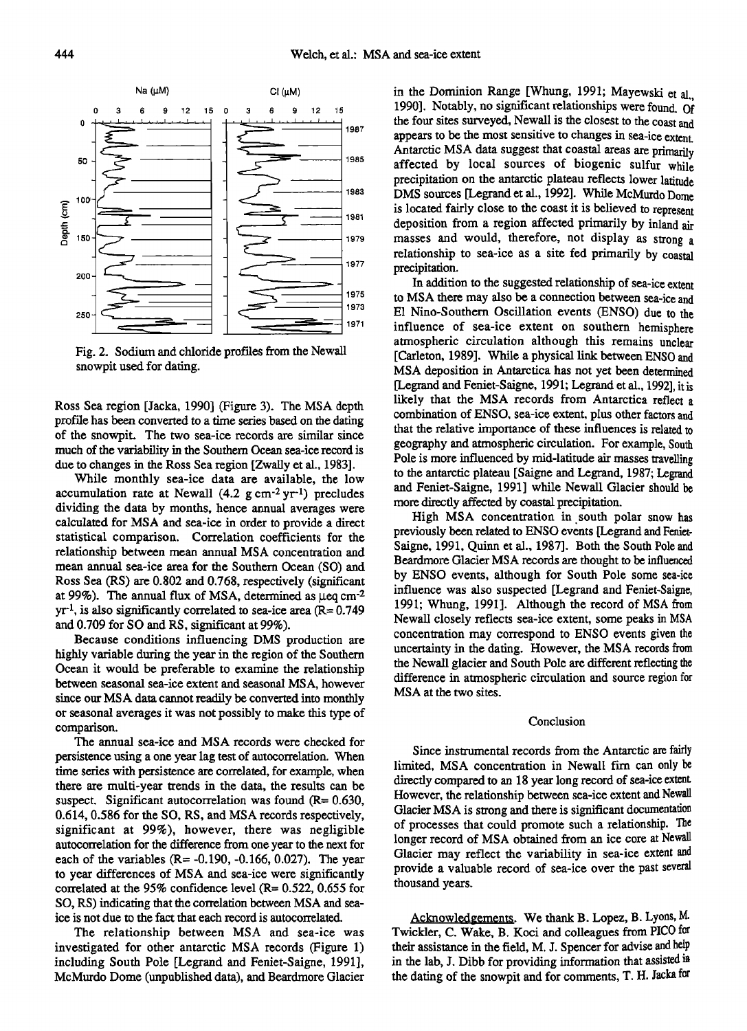Fig. 2. Sodium and chloride profiles from the Newall snowpit used for dating.

Ross Sea region [Jacka, 1990] (Figure 3). The MSA depth profile has been converted to a time series based on the dating of the snowpit. The two sea-ice records are similar since much of the variability in the Southern Ocean sea-ice record is due to changes in the Ross Sea region [Zwally et al., 1983].

While monthly sea-ice data are available, the low accumulation rate at Newall (4.2 g cm$^{-2}$ yr$^{-1}$) precludes dividing the data by months, hence annual averages were calculated for MSA and sea-ice in order to provide a direct statistical comparison. Correlation coefficients for the relationship between mean annual MSA concentration and mean annual sea-ice area for the Southern Ocean (SO) and Ross Sea (RS) are 0.802 and 0.768, respectively (significant at 99%). The annual flux of MSA, determined as µeq cm$^{-2}$ yr$^{-1}$, is also significantly correlated to sea-ice area (R= 0.749 and 0.709 for SO and RS, significant at 99%).

Because conditions influencing DMS production are highly variable during the year in the region of the Southern Ocean it would be preferable to examine the relationship between seasonal sea-ice extent and seasonal MSA, however since our MSA data cannot readily be converted into monthly or seasonal averages it was not possibly to make this type of comparison.

The annual sea-ice and MSA records were checked for persistence using a one year lag test of autocorrelation. When time series with persistence are correlated, for example, when there are multi-year trends in the data, the results can be suspect. Significant autocorrelation was found (R= 0.630, 0.614, 0.586 for the SO, RS, and MSA records respectively, significant at 99%), however, there was negligible autocorrelation for the difference from one year to the next for each of the variables (R= -0.190, -0.166, 0.027). The year to year differences of MSA and sea-ice were significantly correlated at the 95% confidence level (R= 0.522, 0.655 for SO, RS) indicating that the correlation between MSA and sea-ice is not due to the fact that each record is autocorrelated.

The relationship between MSA and sea-ice was investigated for other antarctic MSA records (Figure 1) including South Pole [Legrand and Feniet-Saigne, 1991], McMurdo Dome (unpublished data), and Beardmore Glacier in the Dominion Range [Whung, 1991; Mayewski et al., 1990]. Notably, no significant relationships were found. Of the four sites surveyed, Newall is the closest to the coast and appears to be the most sensitive to changes in sea-ice extent. Antarctic MSA data suggest that coastal areas are primarily affected by local sources of biogenic sulfur while precipitation on the antarctic plateau reflects lower latitude DMS sources [Legrand et al., 1992]. While McMurdo Dome is located fairly close to the coast it is believed to represent deposition from a region affected primarily by inland air masses and would, therefore, not display as strong a relationship to sea-ice as a site fed primarily by coastal precipitation.

In addition to the suggested relationship of sea-ice extent to MSA there may also be a connection between sea-ice and El Nino-Southern Oscillation events (ENSO) due to the influence of sea-ice extent on southern hemisphere atmospheric circulation although this remains unclear [Carleton, 1989]. While a physical link between ENSO and MSA deposition in Antarctica has not yet been determined [Legrand and Feniet-Saigne, 1991; Legrand et al., 1992], it is likely that the MSA records from Antarctica reflect a combination of ENSO, sea-ice extent, plus other factors and that the relative importance of these influences is related to geography and atmospheric circulation. For example, South Pole is more influenced by mid-latitude air masses travelling to the antarctic plateau [Saigne and Legrand, 1987; Legrand and Feniet-Saigne, 1991] while Newall Glacier should be more directly affected by coastal precipitation.

High MSA concentration in south polar snow has previously been related to ENSO events [Legrand and Feniet-Saigne, 1991, Quinn et al., 1987]. Both the South Pole and Beardmore Glacier MSA records are thought to be influenced by ENSO events, although for South Pole some sea-ice influence was also suspected [Legrand and Feniet-Saigne, 1991; Whung, 1991]. Although the record of MSA from Newall closely reflects sea-ice extent, some peaks in MSA concentration may correspond to ENSO events given the uncertainty in the dating. However, the MSA records from the Newall glacier and South Pole are different reflecting the difference in atmospheric circulation and source region for MSA at the two sites.

## Conclusion

Since instrumental records from the Antarctic are fairly limited, MSA concentration in Newall firn can only be directly compared to an 18 year long record of sea-ice extent. However, the relationship between sea-ice extent and Newall Glacier MSA is strong and there is significant documentation of processes that could promote such a relationship. The longer record of MSA obtained from an ice core at Newall Glacier may reflect the variability in sea-ice extent and provide a valuable record of sea-ice over the past several thousand years.

Acknowledgements. We thank B. Lopez, B. Lyons, M. Twickler, C. Wake, B. Koci and colleagues from PICO for their assistance in the field, M. J. Spencer for advise and help in the lab, J. Dibb for providing information that assisted in the dating of the snowpit and for comments, T. H. Jacka for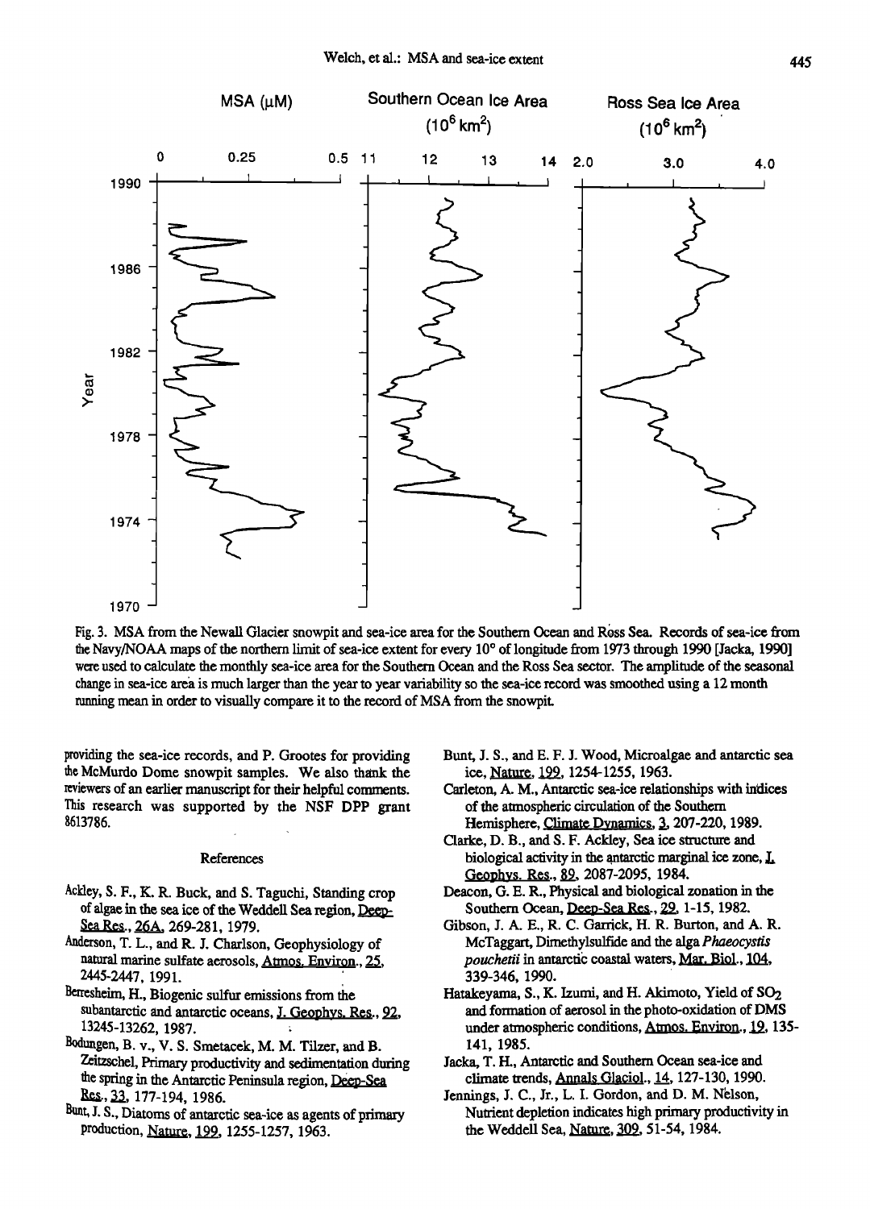Fig. 3. MSA from the Newall Glacier snowpit and sea-ice area for the Southern Ocean and Ross Sea. Records of sea-ice from the Navy/NOAA maps of the northern limit of sea-ice extent for every 10° of longitude from 1973 through 1990 [Jacka, 1990] were used to calculate the monthly sea-ice area for the Southern Ocean and the Ross Sea sector. The amplitude of the seasonal change in sea-ice area is much larger than the year to year variability so the sea-ice record was smoothed using a 12 month running mean in order to visually compare it to the record of MSA from the snowpit.

providing the sea-ice records, and P. Grootes for providing the McMurdo Dome snowpit samples. We also thank the reviewers of an earlier manuscript for their helpful comments. This research was supported by the NSF DPP grant 8613786.

## References

Ackley, S. F., K. R. Buck, and S. Taguchi, Standing crop of algae in the sea ice of the Weddell Sea region, Deep-Sea Res., 26A, 269-281, 1979.

Anderson, T. L., and R. J. Charlson, Geophysiology of natural marine sulfate aerosols, Atmos. Environ., 25, 2445-2447, 1991.

Berresheim, H., Biogenic sulfur emissions from the subantarctic and antarctic oceans, J. Geophys. Res., 92, 13245-13262, 1987.

Bodungen, B. v., V. S. Smetacek, M. M. Tilzer, and B. Zeitzschel, Primary productivity and sedimentation during the spring in the Antarctic Peninsula region, Deep-Sea Res., 33, 177-194, 1986.

Bunt, J. S., Diatoms of antarctic sea-ice as agents of primary production, Nature, 199, 1255-1257, 1963.

Bunt, J. S., and E. F. J. Wood, Microalgae and antarctic sea ice, Nature, 199, 1254-1255, 1963.

Carleton, A. M., Antarctic sea-ice relationships with indices of the atmospheric circulation of the Southern Hemisphere, Climate Dynamics, 3, 207-220, 1989.

Clarke, D. B., and S. F. Ackley, Sea ice structure and biological activity in the antarctic marginal ice zone, J. Geophys. Res., 89, 2087-2095, 1984.

Deacon, G. E. R., Physical and biological zonation in the Southern Ocean, Deep-Sea Res., 29, 1-15, 1982.

Gibson, J. A. E., R. C. Garrick, H. R. Burton, and A. R. McTaggart, Dimethylsulfide and the alga *Phaeocystis pouchetii* in antarctic coastal waters, Mar. Biol., 104, 339-346, 1990.

Hatakeyama, S., K. Izumi, and H. Akimoto, Yield of $SO_2$ and formation of aerosol in the photo-oxidation of DMS under atmospheric conditions, Atmos. Environ., 19, 135-141, 1985.

Jacka, T. H., Antarctic and Southern Ocean sea-ice and climate trends, Annals Glaciol., 14, 127-130, 1990.

Jennings, J. C., Jr., L. I. Gordon, and D. M. Nelson, Nutrient depletion indicates high primary productivity in the Weddell Sea, Nature, 309, 51-54, 1984.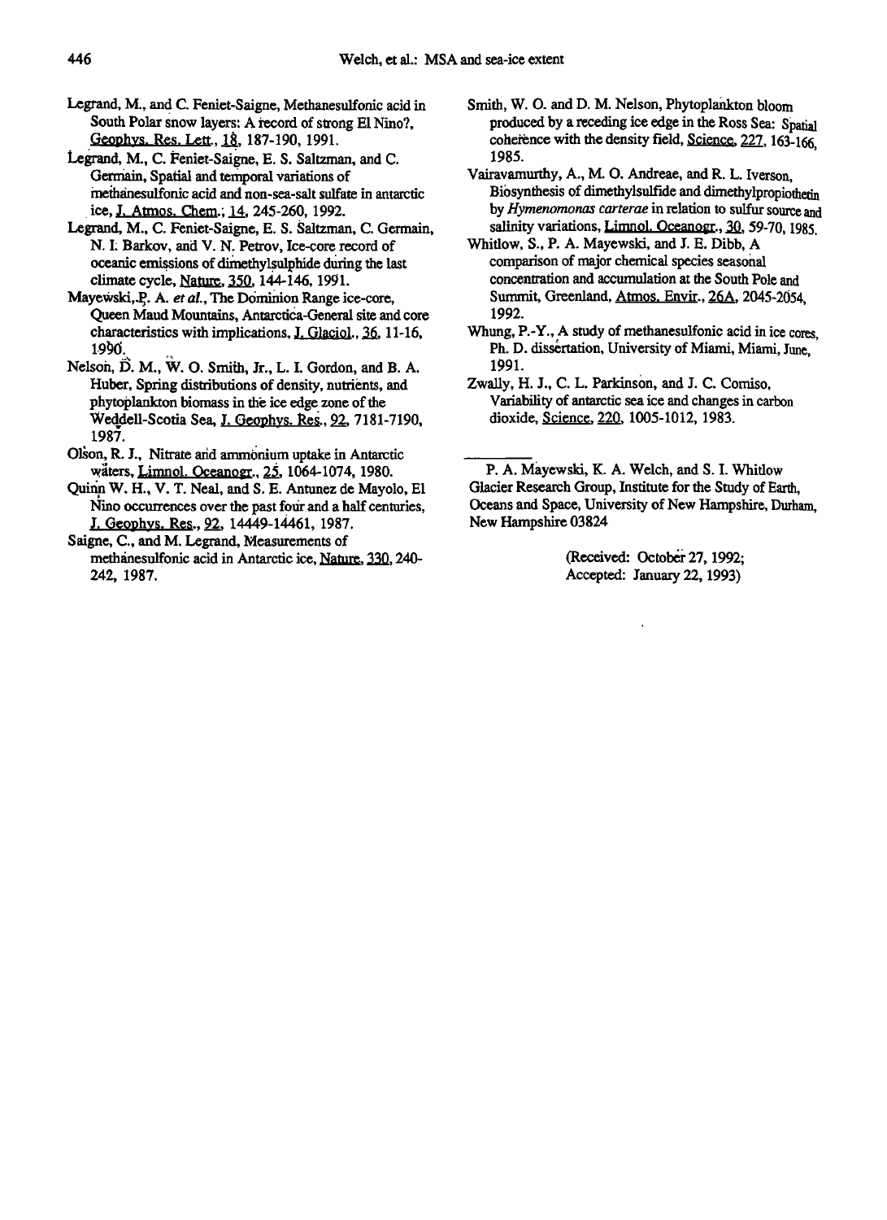Legrand, M., and C. Feniet-Saigne, Methanesulfonic acid in South Polar snow layers: A record of strong El Nino?, Geophys. Res. Lett., 18, 187-190, 1991.

Legrand, M., C. Feniet-Saigne, E. S. Saltzman, and C. Germain, Spatial and temporal variations of methanesulfonic acid and non-sea-salt sulfate in antarctic ice, J. Atmos. Chem., 14, 245-260, 1992.

Legrand, M., C. Feniet-Saigne, E. S. Saltzman, C. Germain, N. I. Barkov, and V. N. Petrov, Ice-core record of oceanic emissions of dimethylsulphide during the last climate cycle, Nature, 350, 144-146, 1991.

Mayewski, P. A. *et al.*, The Dominion Range ice-core, Queen Maud Mountains, Antarctica-General site and core characteristics with implications, J. Glaciol., 36, 11-16, 1990.

Nelson, D. M., W. O. Smith, Jr., L. I. Gordon, and B. A. Huber, Spring distributions of density, nutrients, and phytoplankton biomass in the ice edge zone of the Weddell-Scotia Sea, J. Geophys. Res., 92, 7181-7190, 1987.

Olson, R. J., Nitrate and ammonium uptake in Antarctic waters, Limnol. Oceanogr., 25, 1064-1074, 1980.

Quinn W. H., V. T. Neal, and S. E. Antunez de Mayolo, El Nino occurrences over the past four and a half centuries, J. Geophys. Res., 92, 14449-14461, 1987.

Saigne, C., and M. Legrand, Measurements of methanesulfonic acid in Antarctic ice, Nature, 330, 240-242, 1987.

Smith, W. O. and D. M. Nelson, Phytoplankton bloom produced by a receding ice edge in the Ross Sea: Spatial coherence with the density field, Science, 227, 163-166, 1985.

Vairavamurthy, A., M. O. Andreae, and R. L. Iverson, Biosynthesis of dimethylsulfide and dimethylpropiothetin by *Hymenomonas carterae* in relation to sulfur source and salinity variations, Limnol. Oceanogr., 30, 59-70, 1985.

Whitlow, S., P. A. Mayewski, and J. E. Dibb, A comparison of major chemical species seasonal concentration and accumulation at the South Pole and Summit, Greenland, Atmos. Envir., 26A, 2045-2054, 1992.

Whung, P.-Y., A study of methanesulfonic acid in ice cores, Ph. D. dissertation, University of Miami, Miami, June, 1991.

Zwally, H. J., C. L. Parkinson, and J. C. Comiso, Variability of antarctic sea ice and changes in carbon dioxide, Science, 220, 1005-1012, 1983.

---

P. A. Mayewski, K. A. Welch, and S. I. Whitlow Glacier Research Group, Institute for the Study of Earth, Oceans and Space, University of New Hampshire, Durham, New Hampshire 03824

(Received: October 27, 1992;
Accepted: January 22, 1993)